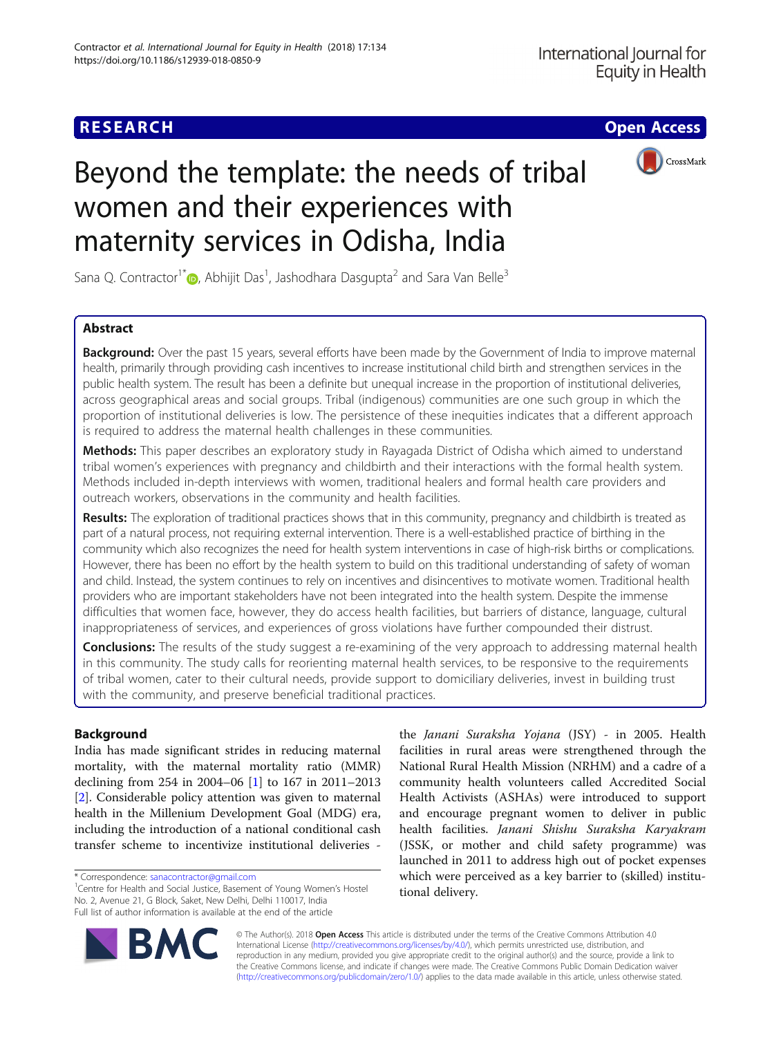**RESEARCH** **Open Access**

# Beyond the template: the needs of tribal women and their experiences with maternity services in Odisha, India

Sana Q. Contractor[1*], Abhijit Das[1], Jashodhara Dasgupta[2] and Sara Van Belle[3]

## Abstract

**Background:** Over the past 15 years, several efforts have been made by the Government of India to improve maternal health, primarily through providing cash incentives to increase institutional child birth and strengthen services in the public health system. The result has been a definite but unequal increase in the proportion of institutional deliveries, across geographical areas and social groups. Tribal (indigenous) communities are one such group in which the proportion of institutional deliveries is low. The persistence of these inequities indicates that a different approach is required to address the maternal health challenges in these communities.

**Methods:** This paper describes an exploratory study in Rayagada District of Odisha which aimed to understand tribal women's experiences with pregnancy and childbirth and their interactions with the formal health system. Methods included in-depth interviews with women, traditional healers and formal health care providers and outreach workers, observations in the community and health facilities.

**Results:** The exploration of traditional practices shows that in this community, pregnancy and childbirth is treated as part of a natural process, not requiring external intervention. There is a well-established practice of birthing in the community which also recognizes the need for health system interventions in case of high-risk births or complications. However, there has been no effort by the health system to build on this traditional understanding of safety of woman and child. Instead, the system continues to rely on incentives and disincentives to motivate women. Traditional health providers who are important stakeholders have not been integrated into the health system. Despite the immense difficulties that women face, however, they do access health facilities, but barriers of distance, language, cultural inappropriateness of services, and experiences of gross violations have further compounded their distrust.

**Conclusions:** The results of the study suggest a re-examining of the very approach to addressing maternal health in this community. The study calls for reorienting maternal health services, to be responsive to the requirements of tribal women, cater to their cultural needs, provide support to domiciliary deliveries, invest in building trust with the community, and preserve beneficial traditional practices.

## Background

India has made significant strides in reducing maternal mortality, with the maternal mortality ratio (MMR) declining from 254 in 2004–06 [1] to 167 in 2011–2013 [2]. Considerable policy attention was given to maternal health in the Millenium Development Goal (MDG) era, including the introduction of a national conditional cash transfer scheme to incentivize institutional deliveries - the *Janani Suraksha Yojana* (JSY) - in 2005. Health facilities in rural areas were strengthened through the National Rural Health Mission (NRHM) and a cadre of a community health volunteers called Accredited Social Health Activists (ASHAs) were introduced to support and encourage pregnant women to deliver in public health facilities. *Janani Shishu Suraksha Karyakram* (JSSK, or mother and child safety programme) was launched in 2011 to address high out of pocket expenses which were perceived as a key barrier to (skilled) institutional delivery.

\* Correspondence: sanacontractor@gmail.com
[1]Centre for Health and Social Justice, Basement of Young Women's Hostel No. 2, Avenue 21, G Block, Saket, New Delhi, Delhi 110017, India
Full list of author information is available at the end of the article

© The Author(s). 2018 **Open Access** This article is distributed under the terms of the Creative Commons Attribution 4.0 International License (http://creativecommons.org/licenses/by/4.0/), which permits unrestricted use, distribution, and reproduction in any medium, provided you give appropriate credit to the original author(s) and the source, provide a link to the Creative Commons license, and indicate if changes were made. The Creative Commons Public Domain Dedication waiver (http://creativecommons.org/publicdomain/zero/1.0/) applies to the data made available in this article, unless otherwise stated.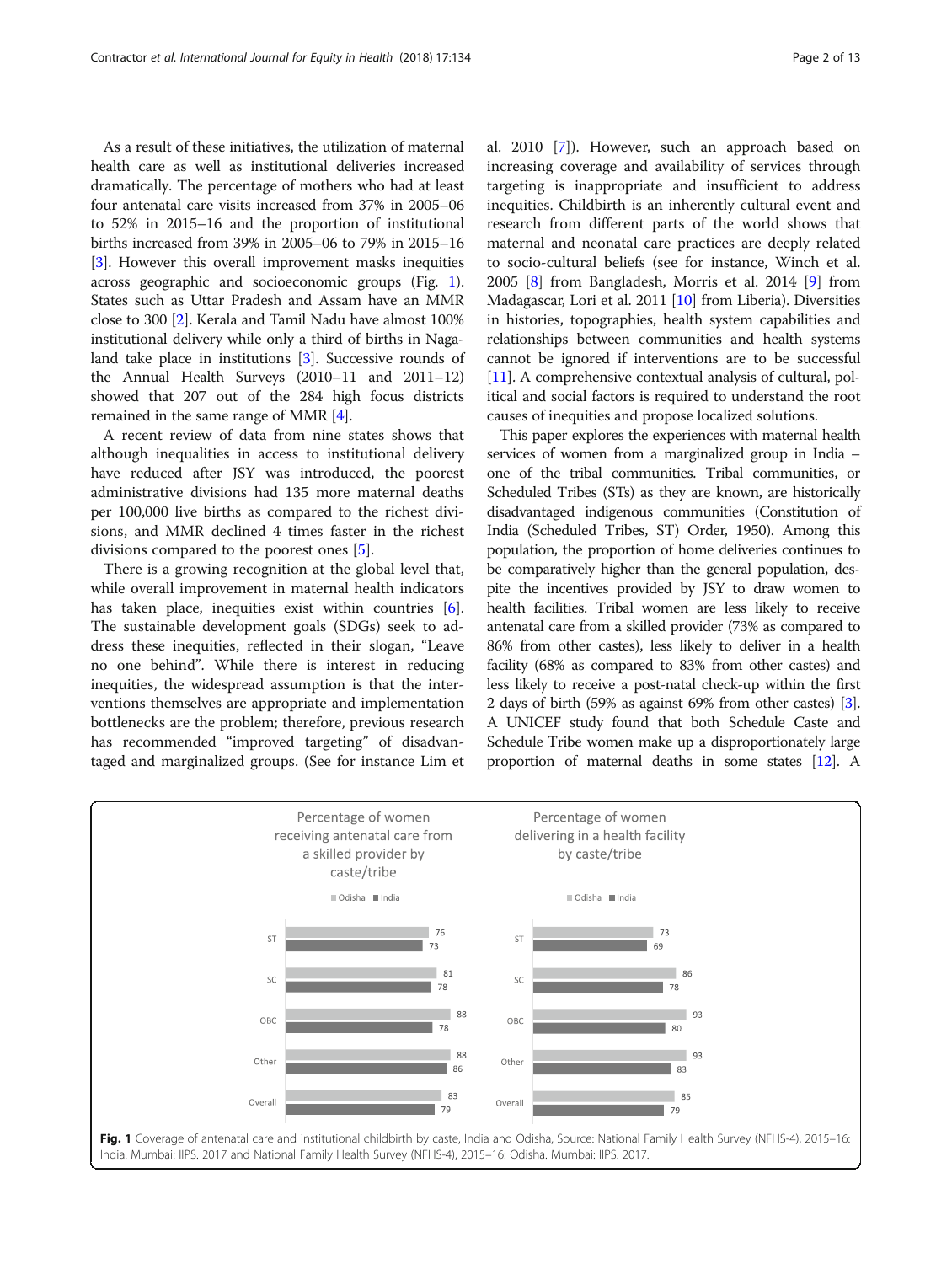As a result of these initiatives, the utilization of maternal health care as well as institutional deliveries increased dramatically. The percentage of mothers who had at least four antenatal care visits increased from 37% in 2005–06 to 52% in 2015–16 and the proportion of institutional births increased from 39% in 2005–06 to 79% in 2015–16 [3]. However this overall improvement masks inequities across geographic and socioeconomic groups (Fig. 1). States such as Uttar Pradesh and Assam have an MMR close to 300 [2]. Kerala and Tamil Nadu have almost 100% institutional delivery while only a third of births in Nagaland take place in institutions [3]. Successive rounds of the Annual Health Surveys (2010–11 and 2011–12) showed that 207 out of the 284 high focus districts remained in the same range of MMR [4].

A recent review of data from nine states shows that although inequalities in access to institutional delivery have reduced after JSY was introduced, the poorest administrative divisions had 135 more maternal deaths per 100,000 live births as compared to the richest divisions, and MMR declined 4 times faster in the richest divisions compared to the poorest ones [5].

There is a growing recognition at the global level that, while overall improvement in maternal health indicators has taken place, inequities exist within countries [6]. The sustainable development goals (SDGs) seek to address these inequities, reflected in their slogan, "Leave no one behind". While there is interest in reducing inequities, the widespread assumption is that the interventions themselves are appropriate and implementation bottlenecks are the problem; therefore, previous research has recommended "improved targeting" of disadvantaged and marginalized groups. (See for instance Lim et al. 2010 [7]). However, such an approach based on increasing coverage and availability of services through targeting is inappropriate and insufficient to address inequities. Childbirth is an inherently cultural event and research from different parts of the world shows that maternal and neonatal care practices are deeply related to socio-cultural beliefs (see for instance, Winch et al. 2005 [8] from Bangladesh, Morris et al. 2014 [9] from Madagascar, Lori et al. 2011 [10] from Liberia). Diversities in histories, topographies, health system capabilities and relationships between communities and health systems cannot be ignored if interventions are to be successful [11]. A comprehensive contextual analysis of cultural, political and social factors is required to understand the root causes of inequities and propose localized solutions.

This paper explores the experiences with maternal health services of women from a marginalized group in India – one of the tribal communities. Tribal communities, or Scheduled Tribes (STs) as they are known, are historically disadvantaged indigenous communities (Constitution of India (Scheduled Tribes, ST) Order, 1950). Among this population, the proportion of home deliveries continues to be comparatively higher than the general population, despite the incentives provided by JSY to draw women to health facilities. Tribal women are less likely to receive antenatal care from a skilled provider (73% as compared to 86% from other castes), less likely to deliver in a health facility (68% as compared to 83% from other castes) and less likely to receive a post-natal check-up within the first 2 days of birth (59% as against 69% from other castes) [3]. A UNICEF study found that both Schedule Caste and Schedule Tribe women make up a disproportionately large proportion of maternal deaths in some states [12]. A

| Caste/tribe | Antenatal care from a skilled provider (%) – Odisha | Antenatal care from a skilled provider (%) – India | Delivering in a health facility (%) – Odisha | Delivering in a health facility (%) – India |
|---|---|---|---|---|
| ST | 76 | 73 | 73 | 69 |
| SC | 81 | 78 | 86 | 78 |
| OBC | 88 | 78 | 93 | 80 |
| Other | 88 | 86 | 93 | 83 |
| Overall | 83 | 79 | 85 | 79 |

**Fig. 1** Coverage of antenatal care and institutional childbirth by caste, India and Odisha, Source: National Family Health Survey (NFHS-4), 2015–16: India. Mumbai: IIPS. 2017 and National Family Health Survey (NFHS-4), 2015–16: Odisha. Mumbai: IIPS. 2017.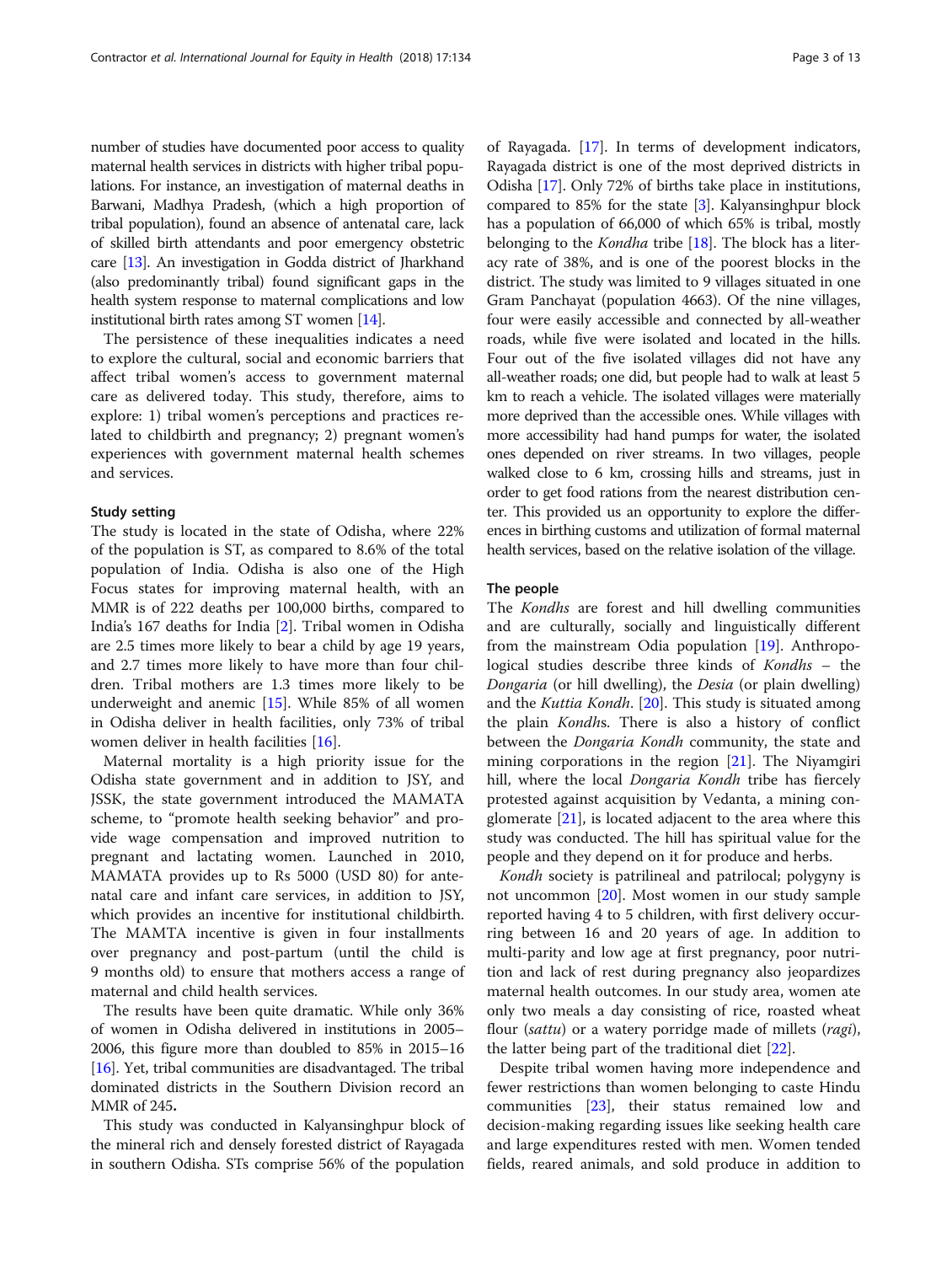number of studies have documented poor access to quality maternal health services in districts with higher tribal populations. For instance, an investigation of maternal deaths in Barwani, Madhya Pradesh, (which a high proportion of tribal population), found an absence of antenatal care, lack of skilled birth attendants and poor emergency obstetric care [13]. An investigation in Godda district of Jharkhand (also predominantly tribal) found significant gaps in the health system response to maternal complications and low institutional birth rates among ST women [14].

The persistence of these inequalities indicates a need to explore the cultural, social and economic barriers that affect tribal women's access to government maternal care as delivered today. This study, therefore, aims to explore: 1) tribal women's perceptions and practices related to childbirth and pregnancy; 2) pregnant women's experiences with government maternal health schemes and services.

### Study setting

The study is located in the state of Odisha, where 22% of the population is ST, as compared to 8.6% of the total population of India. Odisha is also one of the High Focus states for improving maternal health, with an MMR is of 222 deaths per 100,000 births, compared to India's 167 deaths for India [2]. Tribal women in Odisha are 2.5 times more likely to bear a child by age 19 years, and 2.7 times more likely to have more than four children. Tribal mothers are 1.3 times more likely to be underweight and anemic [15]. While 85% of all women in Odisha deliver in health facilities, only 73% of tribal women deliver in health facilities [16].

Maternal mortality is a high priority issue for the Odisha state government and in addition to JSY, and JSSK, the state government introduced the MAMATA scheme, to "promote health seeking behavior" and provide wage compensation and improved nutrition to pregnant and lactating women. Launched in 2010, MAMATA provides up to Rs 5000 (USD 80) for antenatal care and infant care services, in addition to JSY, which provides an incentive for institutional childbirth. The MAMTA incentive is given in four installments over pregnancy and post-partum (until the child is 9 months old) to ensure that mothers access a range of maternal and child health services.

The results have been quite dramatic. While only 36% of women in Odisha delivered in institutions in 2005–2006, this figure more than doubled to 85% in 2015–16 [16]. Yet, tribal communities are disadvantaged. The tribal dominated districts in the Southern Division record an MMR of 245**.**

This study was conducted in Kalyansinghpur block of the mineral rich and densely forested district of Rayagada in southern Odisha. STs comprise 56% of the population of Rayagada. [17]. In terms of development indicators, Rayagada district is one of the most deprived districts in Odisha [17]. Only 72% of births take place in institutions, compared to 85% for the state [3]. Kalyansinghpur block has a population of 66,000 of which 65% is tribal, mostly belonging to the *Kondha* tribe [18]. The block has a literacy rate of 38%, and is one of the poorest blocks in the district. The study was limited to 9 villages situated in one Gram Panchayat (population 4663). Of the nine villages, four were easily accessible and connected by all-weather roads, while five were isolated and located in the hills. Four out of the five isolated villages did not have any all-weather roads; one did, but people had to walk at least 5 km to reach a vehicle. The isolated villages were materially more deprived than the accessible ones. While villages with more accessibility had hand pumps for water, the isolated ones depended on river streams. In two villages, people walked close to 6 km, crossing hills and streams, just in order to get food rations from the nearest distribution center. This provided us an opportunity to explore the differences in birthing customs and utilization of formal maternal health services, based on the relative isolation of the village.

### The people

The *Kondhs* are forest and hill dwelling communities and are culturally, socially and linguistically different from the mainstream Odia population [19]. Anthropological studies describe three kinds of *Kondhs* – the *Dongaria* (or hill dwelling), the *Desia* (or plain dwelling) and the *Kuttia Kondh*. [20]. This study is situated among the plain *Kondh*s. There is also a history of conflict between the *Dongaria Kondh* community, the state and mining corporations in the region [21]. The Niyamgiri hill, where the local *Dongaria Kondh* tribe has fiercely protested against acquisition by Vedanta, a mining conglomerate [21], is located adjacent to the area where this study was conducted. The hill has spiritual value for the people and they depend on it for produce and herbs.

*Kondh* society is patrilineal and patrilocal; polygyny is not uncommon [20]. Most women in our study sample reported having 4 to 5 children, with first delivery occurring between 16 and 20 years of age. In addition to multi-parity and low age at first pregnancy, poor nutrition and lack of rest during pregnancy also jeopardizes maternal health outcomes. In our study area, women ate only two meals a day consisting of rice, roasted wheat flour (*sattu*) or a watery porridge made of millets (*ragi*), the latter being part of the traditional diet [22].

Despite tribal women having more independence and fewer restrictions than women belonging to caste Hindu communities [23], their status remained low and decision-making regarding issues like seeking health care and large expenditures rested with men. Women tended fields, reared animals, and sold produce in addition to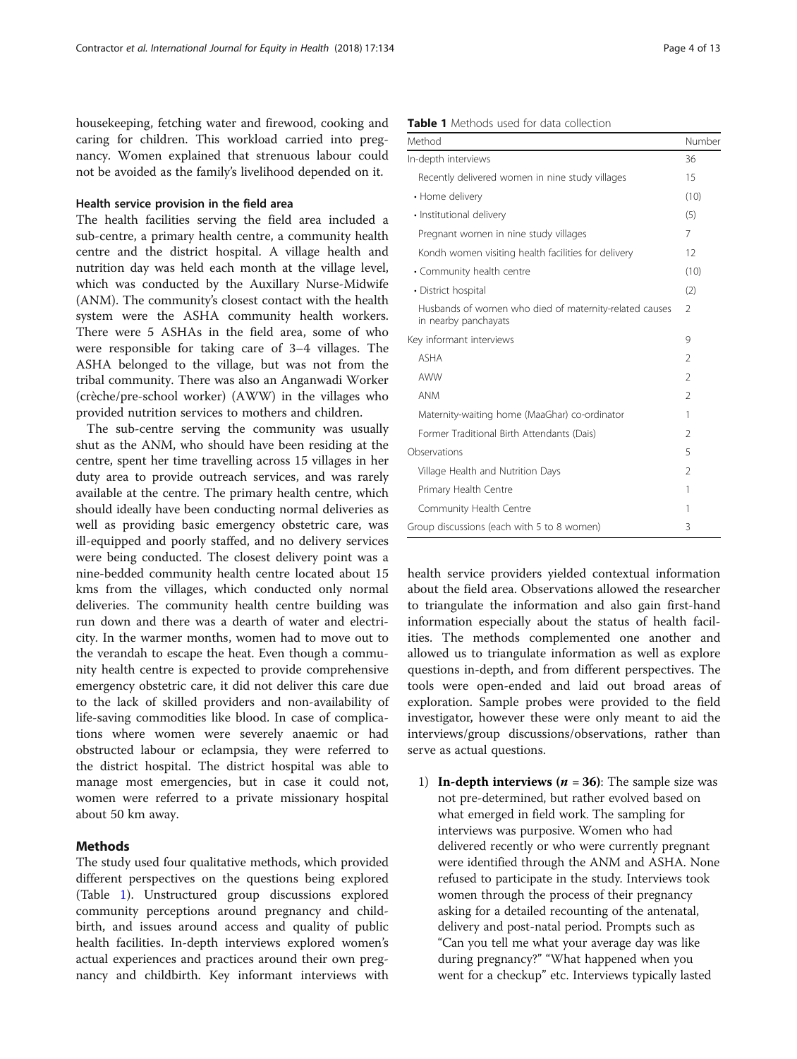housekeeping, fetching water and firewood, cooking and caring for children. This workload carried into pregnancy. Women explained that strenuous labour could not be avoided as the family's livelihood depended on it.

### Health service provision in the field area

The health facilities serving the field area included a sub-centre, a primary health centre, a community health centre and the district hospital. A village health and nutrition day was held each month at the village level, which was conducted by the Auxillary Nurse-Midwife (ANM). The community's closest contact with the health system were the ASHA community health workers. There were 5 ASHAs in the field area, some of who were responsible for taking care of 3–4 villages. The ASHA belonged to the village, but was not from the tribal community. There was also an Anganwadi Worker (crèche/pre-school worker) (AWW) in the villages who provided nutrition services to mothers and children.

The sub-centre serving the community was usually shut as the ANM, who should have been residing at the centre, spent her time travelling across 15 villages in her duty area to provide outreach services, and was rarely available at the centre. The primary health centre, which should ideally have been conducting normal deliveries as well as providing basic emergency obstetric care, was ill-equipped and poorly staffed, and no delivery services were being conducted. The closest delivery point was a nine-bedded community health centre located about 15 kms from the villages, which conducted only normal deliveries. The community health centre building was run down and there was a dearth of water and electricity. In the warmer months, women had to move out to the verandah to escape the heat. Even though a community health centre is expected to provide comprehensive emergency obstetric care, it did not deliver this care due to the lack of skilled providers and non-availability of life-saving commodities like blood. In case of complications where women were severely anaemic or had obstructed labour or eclampsia, they were referred to the district hospital. The district hospital was able to manage most emergencies, but in case it could not, women were referred to a private missionary hospital about 50 km away.

## Methods

The study used four qualitative methods, which provided different perspectives on the questions being explored (Table 1). Unstructured group discussions explored community perceptions around pregnancy and childbirth, and issues around access and quality of public health facilities. In-depth interviews explored women's actual experiences and practices around their own pregnancy and childbirth. Key informant interviews with health service providers yielded contextual information about the field area. Observations allowed the researcher to triangulate the information and also gain first-hand information especially about the status of health facilities. The methods complemented one another and allowed us to triangulate information as well as explore questions in-depth, and from different perspectives. The tools were open-ended and laid out broad areas of exploration. Sample probes were provided to the field investigator, however these were only meant to aid the interviews/group discussions/observations, rather than serve as actual questions.

**Table 1** Methods used for data collection

| Method | Number |
|---|---|
| In-depth interviews | 36 |
| Recently delivered women in nine study villages | 15 |
| • Home delivery | (10) |
| • Institutional delivery | (5) |
| Pregnant women in nine study villages | 7 |
| Kondh women visiting health facilities for delivery | 12 |
| • Community health centre | (10) |
| • District hospital | (2) |
| Husbands of women who died of maternity-related causes in nearby panchayats | 2 |
| Key informant interviews | 9 |
| ASHA | 2 |
| AWW | 2 |
| ANM | 2 |
| Maternity-waiting home (MaaGhar) co-ordinator | 1 |
| Former Traditional Birth Attendants (Dais) | 2 |
| Observations | 5 |
| Village Health and Nutrition Days | 2 |
| Primary Health Centre | 1 |
| Community Health Centre | 1 |
| Group discussions (each with 5 to 8 women) | 3 |

1) **In-depth interviews ($n$ = 36)**: The sample size was not pre-determined, but rather evolved based on what emerged in field work. The sampling for interviews was purposive. Women who had delivered recently or who were currently pregnant were identified through the ANM and ASHA. None refused to participate in the study. Interviews took women through the process of their pregnancy asking for a detailed recounting of the antenatal, delivery and post-natal period. Prompts such as "Can you tell me what your average day was like during pregnancy?" "What happened when you went for a checkup" etc. Interviews typically lasted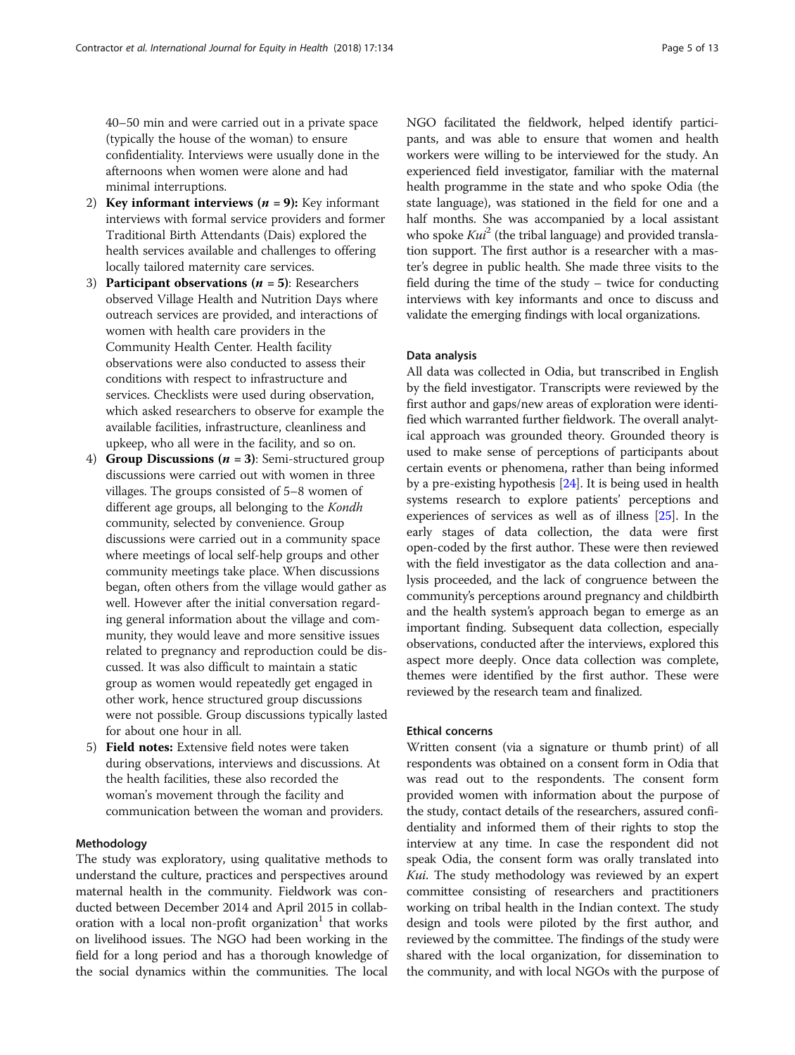40–50 min and were carried out in a private space (typically the house of the woman) to ensure confidentiality. Interviews were usually done in the afternoons when women were alone and had minimal interruptions.

2) **Key informant interviews (*n* = 9):** Key informant interviews with formal service providers and former Traditional Birth Attendants (Dais) explored the health services available and challenges to offering locally tailored maternity care services.
3) **Participant observations (*n* = 5)**: Researchers observed Village Health and Nutrition Days where outreach services are provided, and interactions of women with health care providers in the Community Health Center. Health facility observations were also conducted to assess their conditions with respect to infrastructure and services. Checklists were used during observation, which asked researchers to observe for example the available facilities, infrastructure, cleanliness and upkeep, who all were in the facility, and so on.
4) **Group Discussions (*n* = 3)**: Semi-structured group discussions were carried out with women in three villages. The groups consisted of 5–8 women of different age groups, all belonging to the *Kondh* community, selected by convenience. Group discussions were carried out in a community space where meetings of local self-help groups and other community meetings take place. When discussions began, often others from the village would gather as well. However after the initial conversation regarding general information about the village and community, they would leave and more sensitive issues related to pregnancy and reproduction could be discussed. It was also difficult to maintain a static group as women would repeatedly get engaged in other work, hence structured group discussions were not possible. Group discussions typically lasted for about one hour in all.
5) **Field notes:** Extensive field notes were taken during observations, interviews and discussions. At the health facilities, these also recorded the woman's movement through the facility and communication between the woman and providers.

### Methodology

The study was exploratory, using qualitative methods to understand the culture, practices and perspectives around maternal health in the community. Fieldwork was conducted between December 2014 and April 2015 in collaboration with a local non-profit organization[1] that works on livelihood issues. The NGO had been working in the field for a long period and has a thorough knowledge of the social dynamics within the communities. The local NGO facilitated the fieldwork, helped identify participants, and was able to ensure that women and health workers were willing to be interviewed for the study. An experienced field investigator, familiar with the maternal health programme in the state and who spoke Odia (the state language), was stationed in the field for one and a half months. She was accompanied by a local assistant who spoke *Kui*[2] (the tribal language) and provided translation support. The first author is a researcher with a master's degree in public health. She made three visits to the field during the time of the study – twice for conducting interviews with key informants and once to discuss and validate the emerging findings with local organizations.

### Data analysis

All data was collected in Odia, but transcribed in English by the field investigator. Transcripts were reviewed by the first author and gaps/new areas of exploration were identified which warranted further fieldwork. The overall analytical approach was grounded theory. Grounded theory is used to make sense of perceptions of participants about certain events or phenomena, rather than being informed by a pre-existing hypothesis [24]. It is being used in health systems research to explore patients' perceptions and experiences of services as well as of illness [25]. In the early stages of data collection, the data were first open-coded by the first author. These were then reviewed with the field investigator as the data collection and analysis proceeded, and the lack of congruence between the community's perceptions around pregnancy and childbirth and the health system's approach began to emerge as an important finding. Subsequent data collection, especially observations, conducted after the interviews, explored this aspect more deeply. Once data collection was complete, themes were identified by the first author. These were reviewed by the research team and finalized.

### Ethical concerns

Written consent (via a signature or thumb print) of all respondents was obtained on a consent form in Odia that was read out to the respondents. The consent form provided women with information about the purpose of the study, contact details of the researchers, assured confidentiality and informed them of their rights to stop the interview at any time. In case the respondent did not speak Odia, the consent form was orally translated into *Kui*. The study methodology was reviewed by an expert committee consisting of researchers and practitioners working on tribal health in the Indian context. The study design and tools were piloted by the first author, and reviewed by the committee. The findings of the study were shared with the local organization, for dissemination to the community, and with local NGOs with the purpose of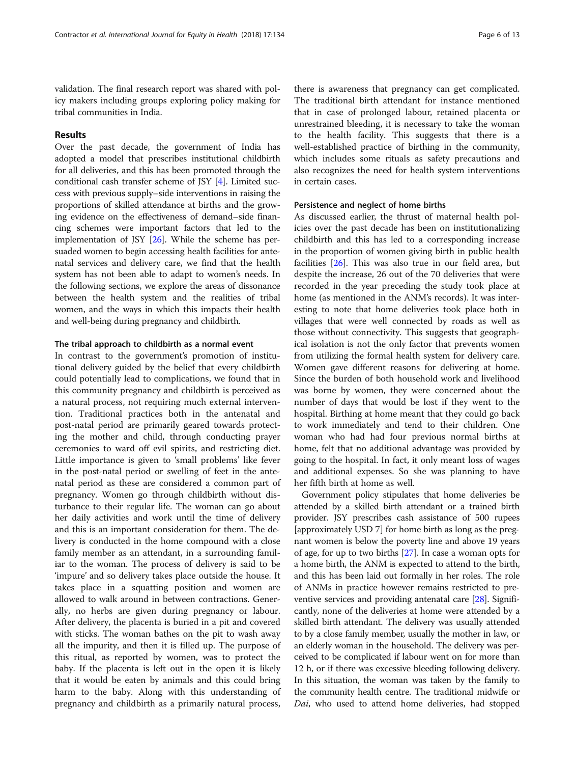validation. The final research report was shared with policy makers including groups exploring policy making for tribal communities in India.

## Results

Over the past decade, the government of India has adopted a model that prescribes institutional childbirth for all deliveries, and this has been promoted through the conditional cash transfer scheme of JSY [4]. Limited success with previous supply–side interventions in raising the proportions of skilled attendance at births and the growing evidence on the effectiveness of demand–side financing schemes were important factors that led to the implementation of JSY [26]. While the scheme has persuaded women to begin accessing health facilities for antenatal services and delivery care, we find that the health system has not been able to adapt to women's needs. In the following sections, we explore the areas of dissonance between the health system and the realities of tribal women, and the ways in which this impacts their health and well-being during pregnancy and childbirth.

### The tribal approach to childbirth as a normal event

In contrast to the government's promotion of institutional delivery guided by the belief that every childbirth could potentially lead to complications, we found that in this community pregnancy and childbirth is perceived as a natural process, not requiring much external intervention. Traditional practices both in the antenatal and post-natal period are primarily geared towards protecting the mother and child, through conducting prayer ceremonies to ward off evil spirits, and restricting diet. Little importance is given to 'small problems' like fever in the post-natal period or swelling of feet in the antenatal period as these are considered a common part of pregnancy. Women go through childbirth without disturbance to their regular life. The woman can go about her daily activities and work until the time of delivery and this is an important consideration for them. The delivery is conducted in the home compound with a close family member as an attendant, in a surrounding familiar to the woman. The process of delivery is said to be 'impure' and so delivery takes place outside the house. It takes place in a squatting position and women are allowed to walk around in between contractions. Generally, no herbs are given during pregnancy or labour. After delivery, the placenta is buried in a pit and covered with sticks. The woman bathes on the pit to wash away all the impurity, and then it is filled up. The purpose of this ritual, as reported by women, was to protect the baby. If the placenta is left out in the open it is likely that it would be eaten by animals and this could bring harm to the baby. Along with this understanding of pregnancy and childbirth as a primarily natural process, there is awareness that pregnancy can get complicated. The traditional birth attendant for instance mentioned that in case of prolonged labour, retained placenta or unrestrained bleeding, it is necessary to take the woman to the health facility. This suggests that there is a well-established practice of birthing in the community, which includes some rituals as safety precautions and also recognizes the need for health system interventions in certain cases.

### Persistence and neglect of home births

As discussed earlier, the thrust of maternal health policies over the past decade has been on institutionalizing childbirth and this has led to a corresponding increase in the proportion of women giving birth in public health facilities [26]. This was also true in our field area, but despite the increase, 26 out of the 70 deliveries that were recorded in the year preceding the study took place at home (as mentioned in the ANM's records). It was interesting to note that home deliveries took place both in villages that were well connected by roads as well as those without connectivity. This suggests that geographical isolation is not the only factor that prevents women from utilizing the formal health system for delivery care. Women gave different reasons for delivering at home. Since the burden of both household work and livelihood was borne by women, they were concerned about the number of days that would be lost if they went to the hospital. Birthing at home meant that they could go back to work immediately and tend to their children. One woman who had had four previous normal births at home, felt that no additional advantage was provided by going to the hospital. In fact, it only meant loss of wages and additional expenses. So she was planning to have her fifth birth at home as well.

Government policy stipulates that home deliveries be attended by a skilled birth attendant or a trained birth provider. JSY prescribes cash assistance of 500 rupees [approximately USD 7] for home birth as long as the pregnant women is below the poverty line and above 19 years of age, for up to two births [27]. In case a woman opts for a home birth, the ANM is expected to attend to the birth, and this has been laid out formally in her roles. The role of ANMs in practice however remains restricted to preventive services and providing antenatal care [28]. Significantly, none of the deliveries at home were attended by a skilled birth attendant. The delivery was usually attended to by a close family member, usually the mother in law, or an elderly woman in the household. The delivery was perceived to be complicated if labour went on for more than 12 h, or if there was excessive bleeding following delivery. In this situation, the woman was taken by the family to the community health centre. The traditional midwife or *Dai*, who used to attend home deliveries, had stopped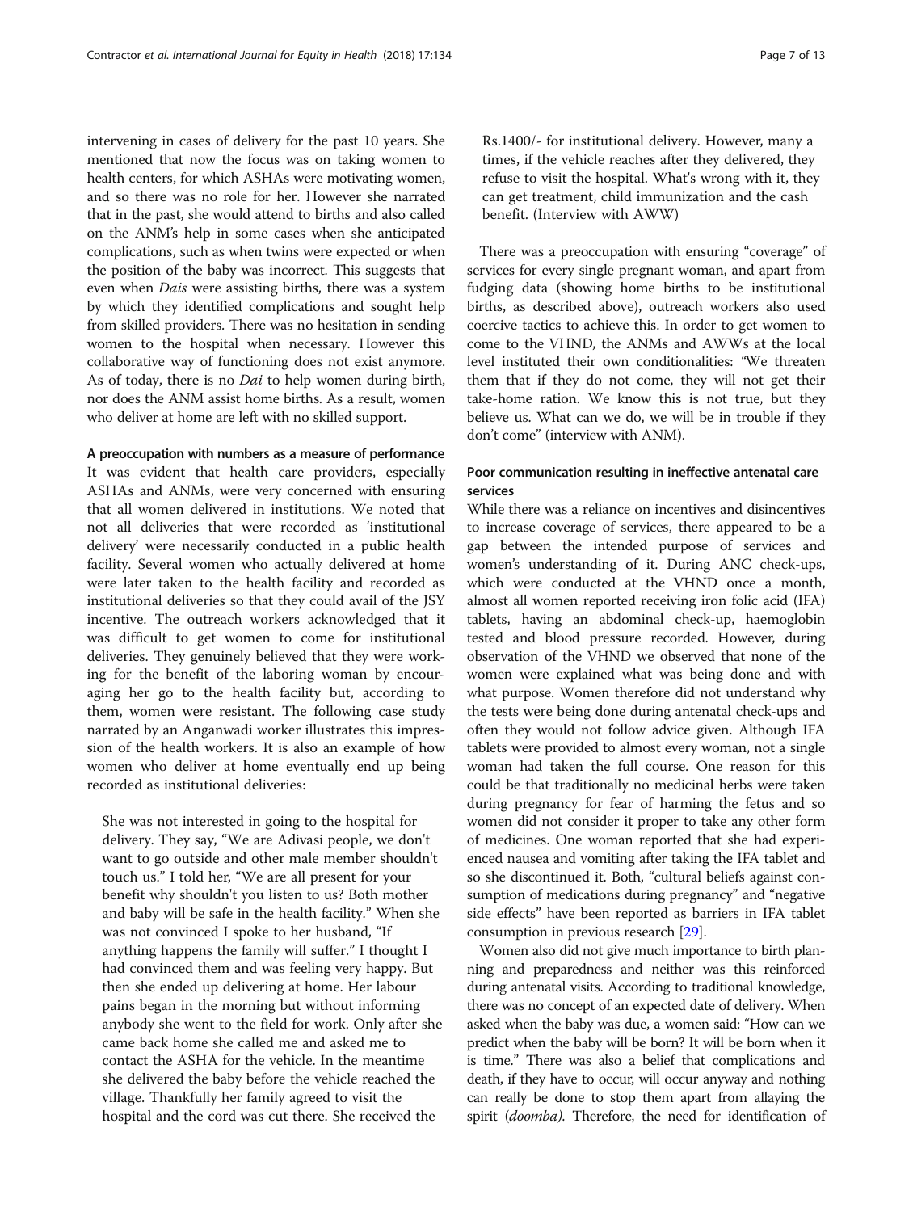intervening in cases of delivery for the past 10 years. She mentioned that now the focus was on taking women to health centers, for which ASHAs were motivating women, and so there was no role for her. However she narrated that in the past, she would attend to births and also called on the ANM's help in some cases when she anticipated complications, such as when twins were expected or when the position of the baby was incorrect. This suggests that even when *Dais* were assisting births, there was a system by which they identified complications and sought help from skilled providers. There was no hesitation in sending women to the hospital when necessary. However this collaborative way of functioning does not exist anymore. As of today, there is no *Dai* to help women during birth, nor does the ANM assist home births. As a result, women who deliver at home are left with no skilled support.

#### A preoccupation with numbers as a measure of performance

It was evident that health care providers, especially ASHAs and ANMs, were very concerned with ensuring that all women delivered in institutions. We noted that not all deliveries that were recorded as 'institutional delivery' were necessarily conducted in a public health facility. Several women who actually delivered at home were later taken to the health facility and recorded as institutional deliveries so that they could avail of the JSY incentive. The outreach workers acknowledged that it was difficult to get women to come for institutional deliveries. They genuinely believed that they were working for the benefit of the laboring woman by encouraging her go to the health facility but, according to them, women were resistant. The following case study narrated by an Anganwadi worker illustrates this impression of the health workers. It is also an example of how women who deliver at home eventually end up being recorded as institutional deliveries:

> She was not interested in going to the hospital for delivery. They say, "We are Adivasi people, we don't want to go outside and other male member shouldn't touch us." I told her, "We are all present for your benefit why shouldn't you listen to us? Both mother and baby will be safe in the health facility." When she was not convinced I spoke to her husband, "If anything happens the family will suffer." I thought I had convinced them and was feeling very happy. But then she ended up delivering at home. Her labour pains began in the morning but without informing anybody she went to the field for work. Only after she came back home she called me and asked me to contact the ASHA for the vehicle. In the meantime she delivered the baby before the vehicle reached the village. Thankfully her family agreed to visit the hospital and the cord was cut there. She received the Rs.1400/- for institutional delivery. However, many a times, if the vehicle reaches after they delivered, they refuse to visit the hospital. What's wrong with it, they can get treatment, child immunization and the cash benefit. (Interview with AWW)

There was a preoccupation with ensuring "coverage" of services for every single pregnant woman, and apart from fudging data (showing home births to be institutional births, as described above), outreach workers also used coercive tactics to achieve this. In order to get women to come to the VHND, the ANMs and AWWs at the local level instituted their own conditionalities: "We threaten them that if they do not come, they will not get their take-home ration. We know this is not true, but they believe us. What can we do, we will be in trouble if they don't come" (interview with ANM).

### Poor communication resulting in ineffective antenatal care services

While there was a reliance on incentives and disincentives to increase coverage of services, there appeared to be a gap between the intended purpose of services and women's understanding of it. During ANC check-ups, which were conducted at the VHND once a month, almost all women reported receiving iron folic acid (IFA) tablets, having an abdominal check-up, haemoglobin tested and blood pressure recorded. However, during observation of the VHND we observed that none of the women were explained what was being done and with what purpose. Women therefore did not understand why the tests were being done during antenatal check-ups and often they would not follow advice given. Although IFA tablets were provided to almost every woman, not a single woman had taken the full course. One reason for this could be that traditionally no medicinal herbs were taken during pregnancy for fear of harming the fetus and so women did not consider it proper to take any other form of medicines. One woman reported that she had experienced nausea and vomiting after taking the IFA tablet and so she discontinued it. Both, "cultural beliefs against consumption of medications during pregnancy" and "negative side effects" have been reported as barriers in IFA tablet consumption in previous research [29].

Women also did not give much importance to birth planning and preparedness and neither was this reinforced during antenatal visits. According to traditional knowledge, there was no concept of an expected date of delivery. When asked when the baby was due, a women said: "How can we predict when the baby will be born? It will be born when it is time." There was also a belief that complications and death, if they have to occur, will occur anyway and nothing can really be done to stop them apart from allaying the spirit (*doomba*). Therefore, the need for identification of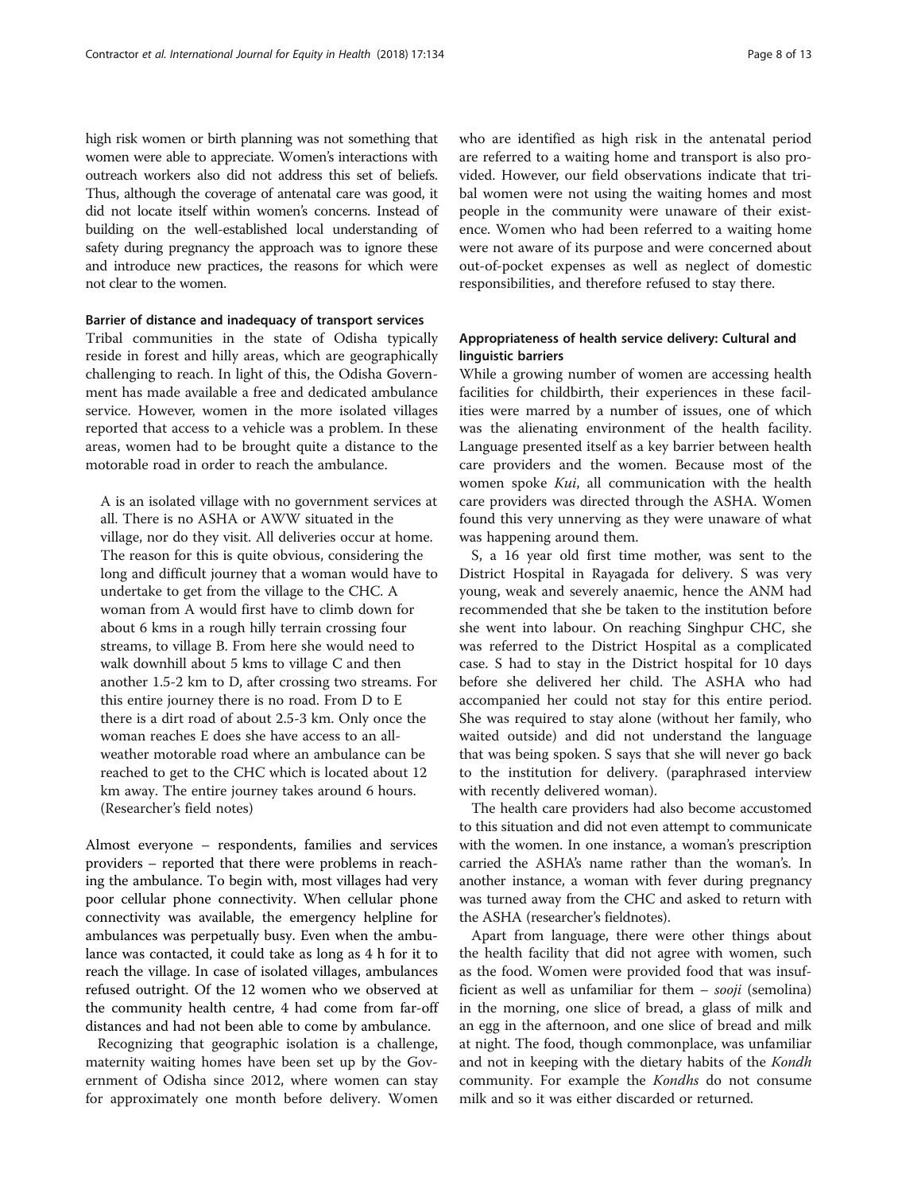high risk women or birth planning was not something that women were able to appreciate. Women's interactions with outreach workers also did not address this set of beliefs. Thus, although the coverage of antenatal care was good, it did not locate itself within women's concerns. Instead of building on the well-established local understanding of safety during pregnancy the approach was to ignore these and introduce new practices, the reasons for which were not clear to the women.

#### Barrier of distance and inadequacy of transport services

Tribal communities in the state of Odisha typically reside in forest and hilly areas, which are geographically challenging to reach. In light of this, the Odisha Government has made available a free and dedicated ambulance service. However, women in the more isolated villages reported that access to a vehicle was a problem. In these areas, women had to be brought quite a distance to the motorable road in order to reach the ambulance.

> A is an isolated village with no government services at all. There is no ASHA or AWW situated in the village, nor do they visit. All deliveries occur at home. The reason for this is quite obvious, considering the long and difficult journey that a woman would have to undertake to get from the village to the CHC. A woman from A would first have to climb down for about 6 kms in a rough hilly terrain crossing four streams, to village B. From here she would need to walk downhill about 5 kms to village C and then another 1.5-2 km to D, after crossing two streams. For this entire journey there is no road. From D to E there is a dirt road of about 2.5-3 km. Only once the woman reaches E does she have access to an all-weather motorable road where an ambulance can be reached to get to the CHC which is located about 12 km away. The entire journey takes around 6 hours. (Researcher's field notes)

Almost everyone – respondents, families and services providers – reported that there were problems in reaching the ambulance. To begin with, most villages had very poor cellular phone connectivity. When cellular phone connectivity was available, the emergency helpline for ambulances was perpetually busy. Even when the ambulance was contacted, it could take as long as 4 h for it to reach the village. In case of isolated villages, ambulances refused outright. Of the 12 women who we observed at the community health centre, 4 had come from far-off distances and had not been able to come by ambulance.

Recognizing that geographic isolation is a challenge, maternity waiting homes have been set up by the Government of Odisha since 2012, where women can stay for approximately one month before delivery. Women who are identified as high risk in the antenatal period are referred to a waiting home and transport is also provided. However, our field observations indicate that tribal women were not using the waiting homes and most people in the community were unaware of their existence. Women who had been referred to a waiting home were not aware of its purpose and were concerned about out-of-pocket expenses as well as neglect of domestic responsibilities, and therefore refused to stay there.

#### Appropriateness of health service delivery: Cultural and linguistic barriers

While a growing number of women are accessing health facilities for childbirth, their experiences in these facilities were marred by a number of issues, one of which was the alienating environment of the health facility. Language presented itself as a key barrier between health care providers and the women. Because most of the women spoke *Kui*, all communication with the health care providers was directed through the ASHA. Women found this very unnerving as they were unaware of what was happening around them.

> S, a 16 year old first time mother, was sent to the District Hospital in Rayagada for delivery. S was very young, weak and severely anaemic, hence the ANM had recommended that she be taken to the institution before she went into labour. On reaching Singhpur CHC, she was referred to the District Hospital as a complicated case. S had to stay in the District hospital for 10 days before she delivered her child. The ASHA who had accompanied her could not stay for this entire period. She was required to stay alone (without her family, who waited outside) and did not understand the language that was being spoken. S says that she will never go back to the institution for delivery. (paraphrased interview with recently delivered woman).

The health care providers had also become accustomed to this situation and did not even attempt to communicate with the women. In one instance, a woman's prescription carried the ASHA's name rather than the woman's. In another instance, a woman with fever during pregnancy was turned away from the CHC and asked to return with the ASHA (researcher's fieldnotes).

Apart from language, there were other things about the health facility that did not agree with women, such as the food. Women were provided food that was insufficient as well as unfamiliar for them – *sooji* (semolina) in the morning, one slice of bread, a glass of milk and an egg in the afternoon, and one slice of bread and milk at night. The food, though commonplace, was unfamiliar and not in keeping with the dietary habits of the *Kondh* community. For example the *Kondhs* do not consume milk and so it was either discarded or returned.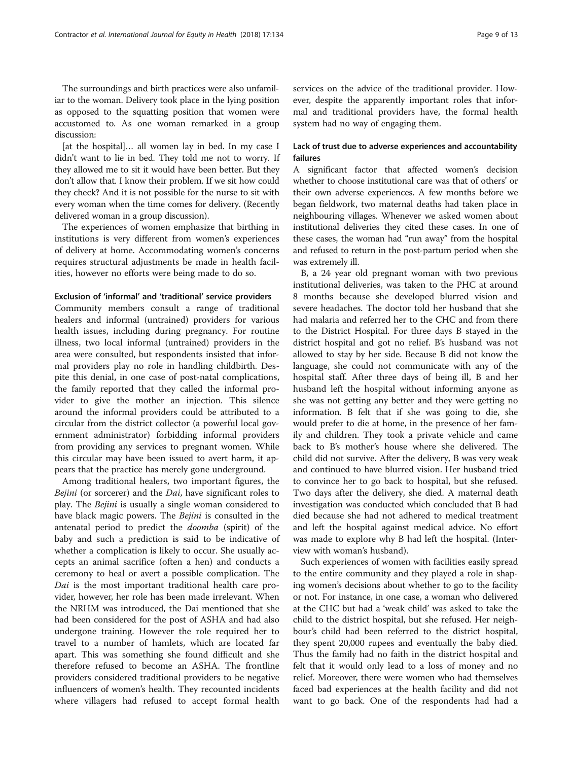The surroundings and birth practices were also unfamiliar to the woman. Delivery took place in the lying position as opposed to the squatting position that women were accustomed to. As one woman remarked in a group discussion:

[at the hospital]… all women lay in bed. In my case I didn't want to lie in bed. They told me not to worry. If they allowed me to sit it would have been better. But they don't allow that. I know their problem. If we sit how could they check? And it is not possible for the nurse to sit with every woman when the time comes for delivery. (Recently delivered woman in a group discussion).

The experiences of women emphasize that birthing in institutions is very different from women's experiences of delivery at home. Accommodating women's concerns requires structural adjustments be made in health facilities, however no efforts were being made to do so.

#### Exclusion of 'informal' and 'traditional' service providers

Community members consult a range of traditional healers and informal (untrained) providers for various health issues, including during pregnancy. For routine illness, two local informal (untrained) providers in the area were consulted, but respondents insisted that informal providers play no role in handling childbirth. Despite this denial, in one case of post-natal complications, the family reported that they called the informal provider to give the mother an injection. This silence around the informal providers could be attributed to a circular from the district collector (a powerful local government administrator) forbidding informal providers from providing any services to pregnant women. While this circular may have been issued to avert harm, it appears that the practice has merely gone underground.

Among traditional healers, two important figures, the *Bejini* (or sorcerer) and the *Dai*, have significant roles to play. The *Bejini* is usually a single woman considered to have black magic powers. The *Bejini* is consulted in the antenatal period to predict the *doomba* (spirit) of the baby and such a prediction is said to be indicative of whether a complication is likely to occur. She usually accepts an animal sacrifice (often a hen) and conducts a ceremony to heal or avert a possible complication. The *Dai* is the most important traditional health care provider, however, her role has been made irrelevant. When the NRHM was introduced, the Dai mentioned that she had been considered for the post of ASHA and had also undergone training. However the role required her to travel to a number of hamlets, which are located far apart. This was something she found difficult and she therefore refused to become an ASHA. The frontline providers considered traditional providers to be negative influencers of women's health. They recounted incidents where villagers had refused to accept formal health services on the advice of the traditional provider. However, despite the apparently important roles that informal and traditional providers have, the formal health system had no way of engaging them.

#### Lack of trust due to adverse experiences and accountability failures

A significant factor that affected women's decision whether to choose institutional care was that of others' or their own adverse experiences. A few months before we began fieldwork, two maternal deaths had taken place in neighbouring villages. Whenever we asked women about institutional deliveries they cited these cases. In one of these cases, the woman had "run away" from the hospital and refused to return in the post-partum period when she was extremely ill.

B, a 24 year old pregnant woman with two previous institutional deliveries, was taken to the PHC at around 8 months because she developed blurred vision and severe headaches. The doctor told her husband that she had malaria and referred her to the CHC and from there to the District Hospital. For three days B stayed in the district hospital and got no relief. B's husband was not allowed to stay by her side. Because B did not know the language, she could not communicate with any of the hospital staff. After three days of being ill, B and her husband left the hospital without informing anyone as she was not getting any better and they were getting no information. B felt that if she was going to die, she would prefer to die at home, in the presence of her family and children. They took a private vehicle and came back to B's mother's house where she delivered. The child did not survive. After the delivery, B was very weak and continued to have blurred vision. Her husband tried to convince her to go back to hospital, but she refused. Two days after the delivery, she died. A maternal death investigation was conducted which concluded that B had died because she had not adhered to medical treatment and left the hospital against medical advice. No effort was made to explore why B had left the hospital. (Interview with woman's husband).

Such experiences of women with facilities easily spread to the entire community and they played a role in shaping women's decisions about whether to go to the facility or not. For instance, in one case, a woman who delivered at the CHC but had a 'weak child' was asked to take the child to the district hospital, but she refused. Her neighbour's child had been referred to the district hospital, they spent 20,000 rupees and eventually the baby died. Thus the family had no faith in the district hospital and felt that it would only lead to a loss of money and no relief. Moreover, there were women who had themselves faced bad experiences at the health facility and did not want to go back. One of the respondents had had a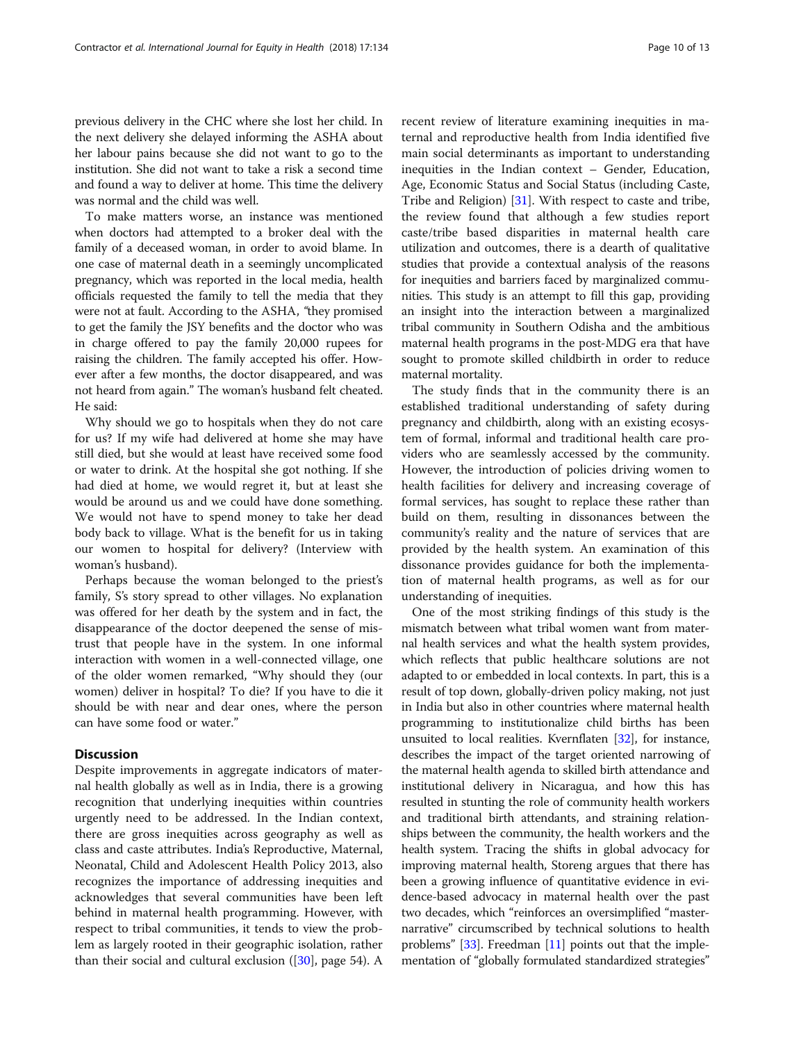previous delivery in the CHC where she lost her child. In the next delivery she delayed informing the ASHA about her labour pains because she did not want to go to the institution. She did not want to take a risk a second time and found a way to deliver at home. This time the delivery was normal and the child was well.

To make matters worse, an instance was mentioned when doctors had attempted to a broker deal with the family of a deceased woman, in order to avoid blame. In one case of maternal death in a seemingly uncomplicated pregnancy, which was reported in the local media, health officials requested the family to tell the media that they were not at fault. According to the ASHA, "they promised to get the family the JSY benefits and the doctor who was in charge offered to pay the family 20,000 rupees for raising the children. The family accepted his offer. However after a few months, the doctor disappeared, and was not heard from again." The woman's husband felt cheated. He said:

Why should we go to hospitals when they do not care for us? If my wife had delivered at home she may have still died, but she would at least have received some food or water to drink. At the hospital she got nothing. If she had died at home, we would regret it, but at least she would be around us and we could have done something. We would not have to spend money to take her dead body back to village. What is the benefit for us in taking our women to hospital for delivery? (Interview with woman's husband).

Perhaps because the woman belonged to the priest's family, S's story spread to other villages. No explanation was offered for her death by the system and in fact, the disappearance of the doctor deepened the sense of mistrust that people have in the system. In one informal interaction with women in a well-connected village, one of the older women remarked, "Why should they (our women) deliver in hospital? To die? If you have to die it should be with near and dear ones, where the person can have some food or water."

## Discussion

Despite improvements in aggregate indicators of maternal health globally as well as in India, there is a growing recognition that underlying inequities within countries urgently need to be addressed. In the Indian context, there are gross inequities across geography as well as class and caste attributes. India's Reproductive, Maternal, Neonatal, Child and Adolescent Health Policy 2013, also recognizes the importance of addressing inequities and acknowledges that several communities have been left behind in maternal health programming. However, with respect to tribal communities, it tends to view the problem as largely rooted in their geographic isolation, rather than their social and cultural exclusion ([30], page 54). A recent review of literature examining inequities in maternal and reproductive health from India identified five main social determinants as important to understanding inequities in the Indian context – Gender, Education, Age, Economic Status and Social Status (including Caste, Tribe and Religion) [31]. With respect to caste and tribe, the review found that although a few studies report caste/tribe based disparities in maternal health care utilization and outcomes, there is a dearth of qualitative studies that provide a contextual analysis of the reasons for inequities and barriers faced by marginalized communities. This study is an attempt to fill this gap, providing an insight into the interaction between a marginalized tribal community in Southern Odisha and the ambitious maternal health programs in the post-MDG era that have sought to promote skilled childbirth in order to reduce maternal mortality.

The study finds that in the community there is an established traditional understanding of safety during pregnancy and childbirth, along with an existing ecosystem of formal, informal and traditional health care providers who are seamlessly accessed by the community. However, the introduction of policies driving women to health facilities for delivery and increasing coverage of formal services, has sought to replace these rather than build on them, resulting in dissonances between the community's reality and the nature of services that are provided by the health system. An examination of this dissonance provides guidance for both the implementation of maternal health programs, as well as for our understanding of inequities.

One of the most striking findings of this study is the mismatch between what tribal women want from maternal health services and what the health system provides, which reflects that public healthcare solutions are not adapted to or embedded in local contexts. In part, this is a result of top down, globally-driven policy making, not just in India but also in other countries where maternal health programming to institutionalize child births has been unsuited to local realities. Kvernflaten [32], for instance, describes the impact of the target oriented narrowing of the maternal health agenda to skilled birth attendance and institutional delivery in Nicaragua, and how this has resulted in stunting the role of community health workers and traditional birth attendants, and straining relationships between the community, the health workers and the health system. Tracing the shifts in global advocacy for improving maternal health, Storeng argues that there has been a growing influence of quantitative evidence in evidence-based advocacy in maternal health over the past two decades, which "reinforces an oversimplified "master-narrative" circumscribed by technical solutions to health problems" [33]. Freedman [11] points out that the implementation of "globally formulated standardized strategies"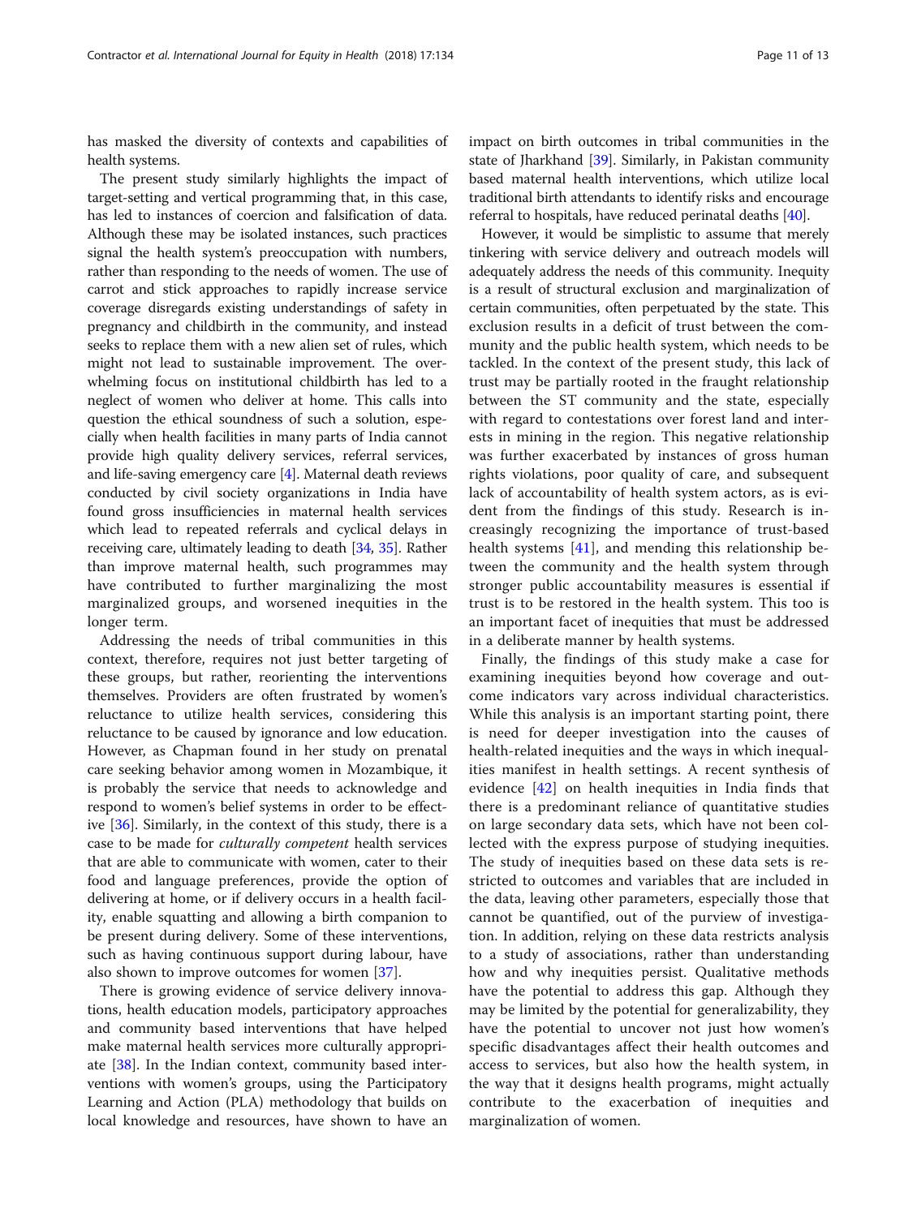has masked the diversity of contexts and capabilities of health systems.

The present study similarly highlights the impact of target-setting and vertical programming that, in this case, has led to instances of coercion and falsification of data. Although these may be isolated instances, such practices signal the health system's preoccupation with numbers, rather than responding to the needs of women. The use of carrot and stick approaches to rapidly increase service coverage disregards existing understandings of safety in pregnancy and childbirth in the community, and instead seeks to replace them with a new alien set of rules, which might not lead to sustainable improvement. The overwhelming focus on institutional childbirth has led to a neglect of women who deliver at home. This calls into question the ethical soundness of such a solution, especially when health facilities in many parts of India cannot provide high quality delivery services, referral services, and life-saving emergency care [4]. Maternal death reviews conducted by civil society organizations in India have found gross insufficiencies in maternal health services which lead to repeated referrals and cyclical delays in receiving care, ultimately leading to death [34, 35]. Rather than improve maternal health, such programmes may have contributed to further marginalizing the most marginalized groups, and worsened inequities in the longer term.

Addressing the needs of tribal communities in this context, therefore, requires not just better targeting of these groups, but rather, reorienting the interventions themselves. Providers are often frustrated by women's reluctance to utilize health services, considering this reluctance to be caused by ignorance and low education. However, as Chapman found in her study on prenatal care seeking behavior among women in Mozambique, it is probably the service that needs to acknowledge and respond to women's belief systems in order to be effective [36]. Similarly, in the context of this study, there is a case to be made for *culturally competent* health services that are able to communicate with women, cater to their food and language preferences, provide the option of delivering at home, or if delivery occurs in a health facility, enable squatting and allowing a birth companion to be present during delivery. Some of these interventions, such as having continuous support during labour, have also shown to improve outcomes for women [37].

There is growing evidence of service delivery innovations, health education models, participatory approaches and community based interventions that have helped make maternal health services more culturally appropriate [38]. In the Indian context, community based interventions with women's groups, using the Participatory Learning and Action (PLA) methodology that builds on local knowledge and resources, have shown to have an impact on birth outcomes in tribal communities in the state of Jharkhand [39]. Similarly, in Pakistan community based maternal health interventions, which utilize local traditional birth attendants to identify risks and encourage referral to hospitals, have reduced perinatal deaths [40].

However, it would be simplistic to assume that merely tinkering with service delivery and outreach models will adequately address the needs of this community. Inequity is a result of structural exclusion and marginalization of certain communities, often perpetuated by the state. This exclusion results in a deficit of trust between the community and the public health system, which needs to be tackled. In the context of the present study, this lack of trust may be partially rooted in the fraught relationship between the ST community and the state, especially with regard to contestations over forest land and interests in mining in the region. This negative relationship was further exacerbated by instances of gross human rights violations, poor quality of care, and subsequent lack of accountability of health system actors, as is evident from the findings of this study. Research is increasingly recognizing the importance of trust-based health systems [41], and mending this relationship between the community and the health system through stronger public accountability measures is essential if trust is to be restored in the health system. This too is an important facet of inequities that must be addressed in a deliberate manner by health systems.

Finally, the findings of this study make a case for examining inequities beyond how coverage and outcome indicators vary across individual characteristics. While this analysis is an important starting point, there is need for deeper investigation into the causes of health-related inequities and the ways in which inequalities manifest in health settings. A recent synthesis of evidence [42] on health inequities in India finds that there is a predominant reliance of quantitative studies on large secondary data sets, which have not been collected with the express purpose of studying inequities. The study of inequities based on these data sets is restricted to outcomes and variables that are included in the data, leaving other parameters, especially those that cannot be quantified, out of the purview of investigation. In addition, relying on these data restricts analysis to a study of associations, rather than understanding how and why inequities persist. Qualitative methods have the potential to address this gap. Although they may be limited by the potential for generalizability, they have the potential to uncover not just how women's specific disadvantages affect their health outcomes and access to services, but also how the health system, in the way that it designs health programs, might actually contribute to the exacerbation of inequities and marginalization of women.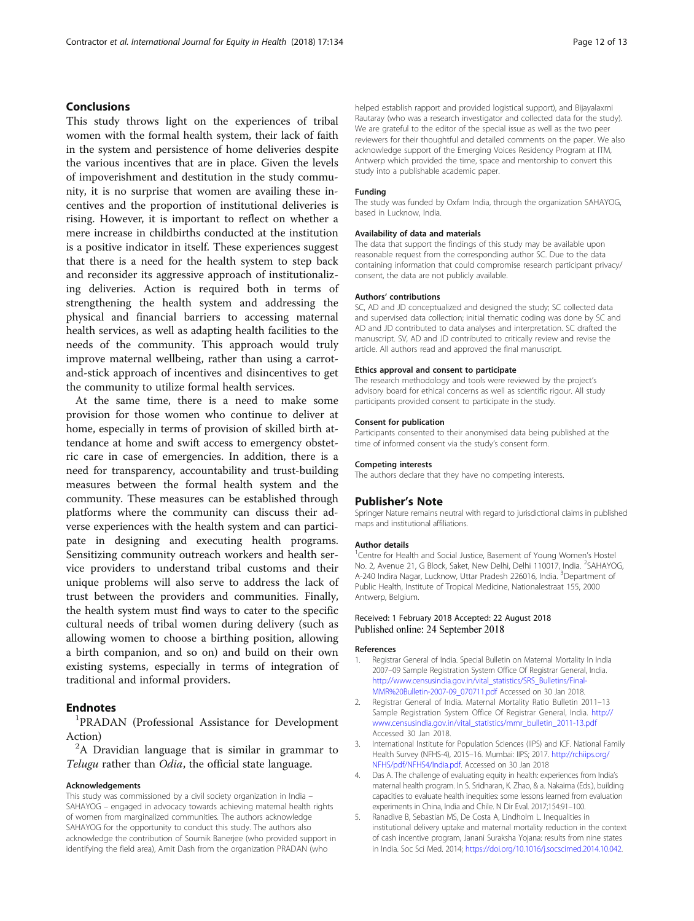## Conclusions

This study throws light on the experiences of tribal women with the formal health system, their lack of faith in the system and persistence of home deliveries despite the various incentives that are in place. Given the levels of impoverishment and destitution in the study community, it is no surprise that women are availing these incentives and the proportion of institutional deliveries is rising. However, it is important to reflect on whether a mere increase in childbirths conducted at the institution is a positive indicator in itself. These experiences suggest that there is a need for the health system to step back and reconsider its aggressive approach of institutionalizing deliveries. Action is required both in terms of strengthening the health system and addressing the physical and financial barriers to accessing maternal health services, as well as adapting health facilities to the needs of the community. This approach would truly improve maternal wellbeing, rather than using a carrot-and-stick approach of incentives and disincentives to get the community to utilize formal health services.

At the same time, there is a need to make some provision for those women who continue to deliver at home, especially in terms of provision of skilled birth attendance at home and swift access to emergency obstetric care in case of emergencies. In addition, there is a need for transparency, accountability and trust-building measures between the formal health system and the community. These measures can be established through platforms where the community can discuss their adverse experiences with the health system and can participate in designing and executing health programs. Sensitizing community outreach workers and health service providers to understand tribal customs and their unique problems will also serve to address the lack of trust between the providers and communities. Finally, the health system must find ways to cater to the specific cultural needs of tribal women during delivery (such as allowing women to choose a birthing position, allowing a birth companion, and so on) and build on their own existing systems, especially in terms of integration of traditional and informal providers.

## Endnotes

[1]PRADAN (Professional Assistance for Development Action)

[2]A Dravidian language that is similar in grammar to *Telugu* rather than *Odia*, the official state language.

#### Acknowledgements

This study was commissioned by a civil society organization in India – SAHAYOG – engaged in advocacy towards achieving maternal health rights of women from marginalized communities. The authors acknowledge SAHAYOG for the opportunity to conduct this study. The authors also acknowledge the contribution of Soumik Banerjee (who provided support in identifying the field area), Amit Dash from the organization PRADAN (who helped establish rapport and provided logistical support), and Bijayalaxmi Rautaray (who was a research investigator and collected data for the study). We are grateful to the editor of the special issue as well as the two peer reviewers for their thoughtful and detailed comments on the paper. We also acknowledge support of the Emerging Voices Residency Program at ITM, Antwerp which provided the time, space and mentorship to convert this study into a publishable academic paper.

#### Funding

The study was funded by Oxfam India, through the organization SAHAYOG, based in Lucknow, India.

#### Availability of data and materials

The data that support the findings of this study may be available upon reasonable request from the corresponding author SC. Due to the data containing information that could compromise research participant privacy/consent, the data are not publicly available.

#### Authors' contributions

SC, AD and JD conceptualized and designed the study; SC collected data and supervised data collection; initial thematic coding was done by SC and AD and JD contributed to data analyses and interpretation. SC drafted the manuscript. SV, AD and JD contributed to critically review and revise the article. All authors read and approved the final manuscript.

#### Ethics approval and consent to participate

The research methodology and tools were reviewed by the project's advisory board for ethical concerns as well as scientific rigour. All study participants provided consent to participate in the study.

#### Consent for publication

Participants consented to their anonymised data being published at the time of informed consent via the study's consent form.

#### Competing interests

The authors declare that they have no competing interests.

### Publisher's Note

Springer Nature remains neutral with regard to jurisdictional claims in published maps and institutional affiliations.

#### Author details

[1]Centre for Health and Social Justice, Basement of Young Women's Hostel No. 2, Avenue 21, G Block, Saket, New Delhi, Delhi 110017, India. [2]SAHAYOG, A-240 Indira Nagar, Lucknow, Uttar Pradesh 226016, India. [3]Department of Public Health, Institute of Tropical Medicine, Nationalestraat 155, 2000 Antwerp, Belgium.

Received: 1 February 2018 Accepted: 22 August 2018
Published online: 24 September 2018

#### References

1. Registrar General of India. Special Bulletin on Maternal Mortality In India 2007–09 Sample Registration System Office Of Registrar General, India. http://www.censusindia.gov.in/vital_statistics/SRS_Bulletins/Final-MMR%20Bulletin-2007-09_070711.pdf Accessed on 30 Jan 2018.
2. Registrar General of India. Maternal Mortality Ratio Bulletin 2011–13 Sample Registration System Office Of Registrar General, India. http://www.censusindia.gov.in/vital_statistics/mmr_bulletin_2011-13.pdf Accessed 30 Jan 2018.
3. International Institute for Population Sciences (IIPS) and ICF. National Family Health Survey (NFHS-4), 2015–16. Mumbai: IIPS; 2017. http://rchiips.org/NFHS/pdf/NFHS4/India.pdf. Accessed on 30 Jan 2018
4. Das A. The challenge of evaluating equity in health: experiences from India's maternal health program. In S. Sridharan, K. Zhao, & a. Nakaima (Eds.), building capacities to evaluate health inequities: some lessons learned from evaluation experiments in China, India and Chile. N Dir Eval. 2017;154:91–100.
5. Ranadive B, Sebastian MS, De Costa A, Lindholm L. Inequalities in institutional delivery uptake and maternal mortality reduction in the context of cash incentive program, Janani Suraksha Yojana: results from nine states in India. Soc Sci Med. 2014; https://doi.org/10.1016/j.socscimed.2014.10.042.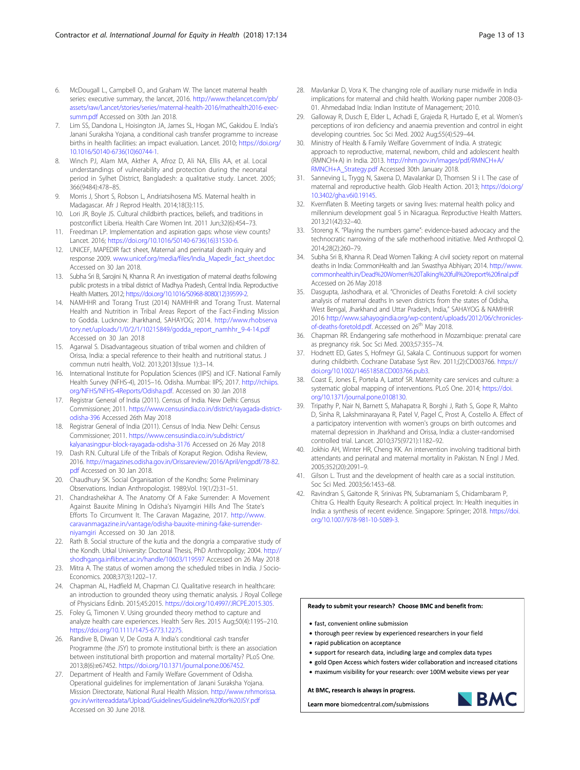6. McDougall L., Campbell O., and Graham W. The lancet maternal health series: executive summary, the lancet, 2016. http://www.thelancet.com/pb/assets/raw/Lancet/stories/series/maternal-health-2016/mathealth2016-exec-summ.pdf Accessed on 30th Jan 2018.
7. Lim SS, Dandona L, Hoisington JA, James SL, Hogan MC, Gakidou E. India's Janani Suraksha Yojana, a conditional cash transfer programme to increase births in health facilities: an impact evaluation. Lancet. 2010; https://doi.org/10.1016/S0140-6736(10)60744-1.
8. Winch PJ, Alam MA, Akther A, Afroz D, Ali NA, Ellis AA, et al. Local understandings of vulnerability and protection during the neonatal period in Sylhet District, Bangladesh: a qualitative study. Lancet. 2005; 366(9484):478–85.
9. Morris J, Short S, Robson L, Andriatsihosena MS. Maternal health in Madagascar. Afr J Reprod Health. 2014;18(3):115.
10. Lori JR, Boyle JS. Cultural childbirth practices, beliefs, and traditions in postconflict Liberia. Health Care Women Int. 2011 Jun;32(6):454–73.
11. Freedman LP. Implementation and aspiration gaps: whose view counts? Lancet. 2016; https://doi.org/10.1016/S0140-6736(16)31530-6.
12. UNICEF, MAPEDIR fact sheet, Maternal and perinatal death inquiry and response 2009. www.unicef.org/media/files/India_Mapedir_fact_sheet.doc Accessed on 30 Jan 2018.
13. Subha Sri B, Sarojini N, Khanna R. An investigation of maternal deaths following public protests in a tribal district of Madhya Pradesh, Central India. Reproductive Health Matters. 2012; https://doi.org/10.1016/S0968-8080(12)39599-2.
14. NAMHHR and Torang Trust (2014) NAMHHR and Torang Trust. Maternal Health and Nutrition in Tribal Areas Report of the Fact-Finding Mission to Godda. Lucknow: Jharkhand, SAHAYOG; 2014. http://www.rhobservatory.net/uploads/1/0/2/1/10215849/godda_report_namhhr_9-4-14.pdf Accessed on 30 Jan 2018
15. Agarwal S. Disadvantageous situation of tribal women and children of Orissa, India: a special reference to their health and nutritional status. J commun nutri health, Vol2. 2013;2013(Issue 1):3–14.
16. International Institute for Population Sciences (IIPS) and ICF. National Family Health Survey (NFHS-4), 2015–16. Odisha. Mumbai: IIPS; 2017. http://rchiips.org/NFHS/NFHS-4Reports/Odisha.pdf. Accessed on 30 Jan 2018
17. Registrar General of India (2011). Census of India. New Delhi: Census Commissioner; 2011. https://www.censusindia.co.in/district/rayagada-district-odisha-396 Accessed 26th May 2018
18. Registrar General of India (2011). Census of India. New Delhi: Census Commissioner; 2011. https://www.censusindia.co.in/subdistrict/kalyanasingpur-block-rayagada-odisha-3176 Accessed on 26 May 2018
19. Dash R.N. Cultural Life of the Tribals of Koraput Region. Odisha Review, 2016. http://magazines.odisha.gov.in/Orissareview/2016/April/engpdf/78-82.pdf Accessed on 30 Jan 2018.
20. Chaudhury SK. Social Organisation of the Kondhs: Some Preliminary Observations. Indian Anthropologist. 1989;Vol. 19(1/2):31–51.
21. Chandrashekhar A. The Anatomy Of A Fake Surrender: A Movement Against Bauxite Mining In Odisha's Niyamgiri Hills And The State's Efforts To Circumvent It. The Caravan Magazine, 2017. http://www.caravanmagazine.in/vantage/odisha-bauxite-mining-fake-surrender-niyamgiri Accessed on 30 Jan 2018.
22. Rath B. Social structure of the kutia and the dongria a comparative study of the Kondh. Utkal University: Doctoral Thesis, PhD Anthropoligy; 2004. http://shodhganga.inflibnet.ac.in/handle/10603/119597 Accessed on 26 May 2018
23. Mitra A. The status of women among the scheduled tribes in India. J Socio-Economics. 2008;37(3):1202–17.
24. Chapman AL, Hadfield M, Chapman CJ. Qualitative research in healthcare: an introduction to grounded theory using thematic analysis. J Royal College of Physicians Edinb. 2015;45:2015. https://doi.org/10.4997/JRCPE.2015.305.
25. Foley G, Timonen V. Using grounded theory method to capture and analyze health care experiences. Health Serv Res. 2015 Aug;50(4):1195–210. https://doi.org/10.1111/1475-6773.12275.
26. Randive B, Diwan V, De Costa A. India's conditional cash transfer Programme (the JSY) to promote institutional birth: is there an association between institutional birth proportion and maternal mortality? PLoS One. 2013;8(6):e67452. https://doi.org/10.1371/journal.pone.0067452.
27. Department of Health and Family Welfare Government of Odisha. Operational guidelines for implementation of Janani Suraksha Yojana. Mission Directorate, National Rural Health Mission. http://www.nrhmorissa.gov.in/writereaddata/Upload/Guidelines/Guideline%20for%20JSY.pdf Accessed on 30 June 2018.
28. Mavlankar D, Vora K. The changing role of auxiliary nurse midwife in India implications for maternal and child health. Working paper number 2008-03-01. Ahmedabad India: Indian Institute of Management; 2010.
29. Galloway R, Dusch E, Elder L, Achadi E, Grajeda R, Hurtado E, et al. Women's perceptions of iron deficiency and anaemia prevention and control in eight developing countries. Soc Sci Med. 2002 Aug;55(4):529–44.
30. Ministry of Health & Family Welfare Government of India. A strategic approach to reproductive, maternal, newborn, child and adolescent health (RMNCH+A) in India. 2013. http://nhm.gov.in/images/pdf/RMNCH+A/RMNCH+A_Strategy.pdf Accessed 30th January 2018.
31. Sanneving L, Trygg N, Saxena D, Mavalankar D, Thomsen SI i I. The case of maternal and reproductive health. Glob Health Action. 2013; https://doi.org/10.3402/gha.v6i0.19145.
32. Kvernflaten B. Meeting targets or saving lives: maternal health policy and millennium development goal 5 in Nicaragua. Reproductive Health Matters. 2013;21(42):32–40.
33. Storeng K. "Playing the numbers game": evidence-based advocacy and the technocratic narrowing of the safe motherhood initiative. Med Anthropol Q. 2014;28(2):260–79.
34. Subha Sri B, Khanna R. Dead Women Talking: A civil society report on maternal deaths in India: CommonHealth and Jan Swasthya Abhiyan; 2014. http://www.commonhealth.in/Dead%20Women%20Talking%20full%20report%20final.pdf Accessed on 26 May 2018
35. Dasgupta, Jashodhara, et al. "Chronicles of Deaths Foretold: A civil society analysis of maternal deaths In seven districts from the states of Odisha, West Bengal, Jharkhand and Uttar Pradesh, India," SAHAYOG & NAMHHR 2016 http://www.sahayogindia.org/wp-content/uploads/2012/06/chronicles-of-deaths-foretold.pdf. Accessed on 26th May 2018.
36. Chapman R. Endangering safe motherhood in Mozambique: prenatal care as pregnancy risk. Soc Sci Med. 2003;57:355–74.
37. Hodnett ED, Gates S, Hofmeyr GJ, Sakala C. Continuous support for women during childbirth. Cochrane Database Syst Rev. 2011;(2):CD003766. https://doi.org/10.1002/14651858.CD003766.pub3.
38. Coast E, Jones E, Portela A, Lattof SR. Maternity care services and culture: a systematic global mapping of interventions. PLoS One. 2014; https://doi.org/10.1371/journal.pone.0108130.
39. Tripathy P, Nair N, Barnett S, Mahapatra R, Borghi J, Rath S, Gope R, Mahto D, Sinha R, Lakshminarayana R, Patel V, Pagel C, Prost A, Costello A. Effect of a participatory intervention with women's groups on birth outcomes and maternal depression in Jharkhand and Orissa, India: a cluster-randomised controlled trial. Lancet. 2010;375(9721):1182–92.
40. Jokhio AH, Winter HR, Cheng KK. An intervention involving traditional birth attendants and perinatal and maternal mortality in Pakistan. N Engl J Med. 2005;352(20):2091–9.
41. Gilson L. Trust and the development of health care as a social institution. Soc Sci Med. 2003;56:1453–68.
42. Ravindran S, Gaitonde R, Srinivas PN, Subramaniam S, Chidambaram P, Chitra G. Health Equity Research: A political project. In: Health inequities in India: a synthesis of recent evidence. Singapore: Springer; 2018. https://doi.org/10.1007/978-981-10-5089-3.

**Ready to submit your research? Choose BMC and benefit from:**

- fast, convenient online submission
- thorough peer review by experienced researchers in your field
- rapid publication on acceptance
- support for research data, including large and complex data types
- gold Open Access which fosters wider collaboration and increased citations
- maximum visibility for your research: over 100M website views per year

**At BMC, research is always in progress.**

**Learn more** biomedcentral.com/submissions

BMC